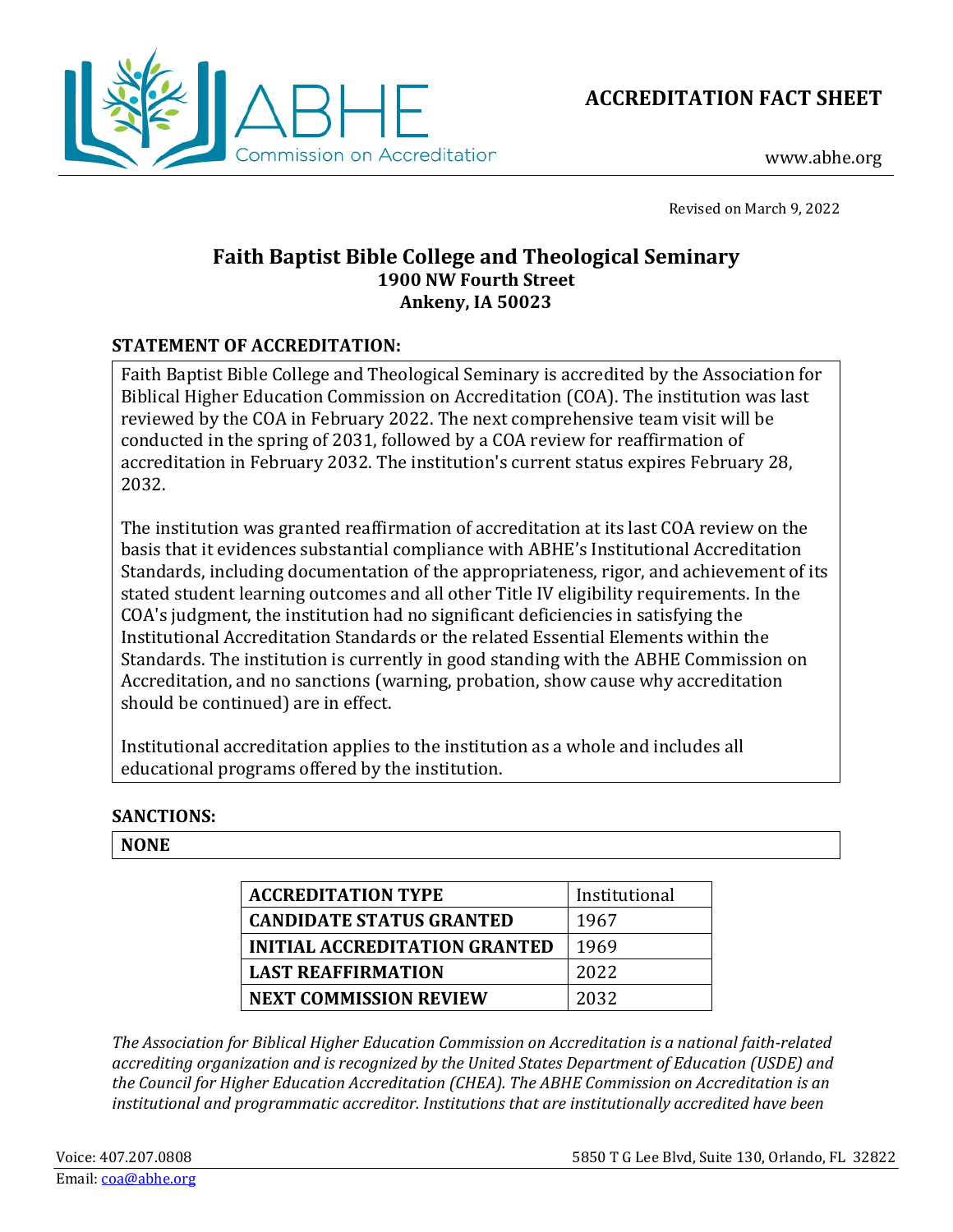ABHE Commission on Accreditation

# ACCREDITATION FACT SHEET

www.abhe.org

Revised on March 9, 2022

## Faith Baptist Bible College and Theological Seminary
**1900 NW Fourth Street**
**Ankeny, IA 50023**

**STATEMENT OF ACCREDITATION:**

Faith Baptist Bible College and Theological Seminary is accredited by the Association for Biblical Higher Education Commission on Accreditation (COA). The institution was last reviewed by the COA in February 2022. The next comprehensive team visit will be conducted in the spring of 2031, followed by a COA review for reaffirmation of accreditation in February 2032. The institution's current status expires February 28, 2032.

The institution was granted reaffirmation of accreditation at its last COA review on the basis that it evidences substantial compliance with ABHE's Institutional Accreditation Standards, including documentation of the appropriateness, rigor, and achievement of its stated student learning outcomes and all other Title IV eligibility requirements. In the COA's judgment, the institution had no significant deficiencies in satisfying the Institutional Accreditation Standards or the related Essential Elements within the Standards. The institution is currently in good standing with the ABHE Commission on Accreditation, and no sanctions (warning, probation, show cause why accreditation should be continued) are in effect.

Institutional accreditation applies to the institution as a whole and includes all educational programs offered by the institution.

**SANCTIONS:**

**NONE**

| | |
|---|---|
| **ACCREDITATION TYPE** | Institutional |
| **CANDIDATE STATUS GRANTED** | 1967 |
| **INITIAL ACCREDITATION GRANTED** | 1969 |
| **LAST REAFFIRMATION** | 2022 |
| **NEXT COMMISSION REVIEW** | 2032 |

*The Association for Biblical Higher Education Commission on Accreditation is a national faith-related accrediting organization and is recognized by the United States Department of Education (USDE) and the Council for Higher Education Accreditation (CHEA). The ABHE Commission on Accreditation is an institutional and programmatic accreditor. Institutions that are institutionally accredited have been*

Voice: 407.207.0808
Email: coa@abhe.org
5850 T G Lee Blvd, Suite 130, Orlando, FL 32822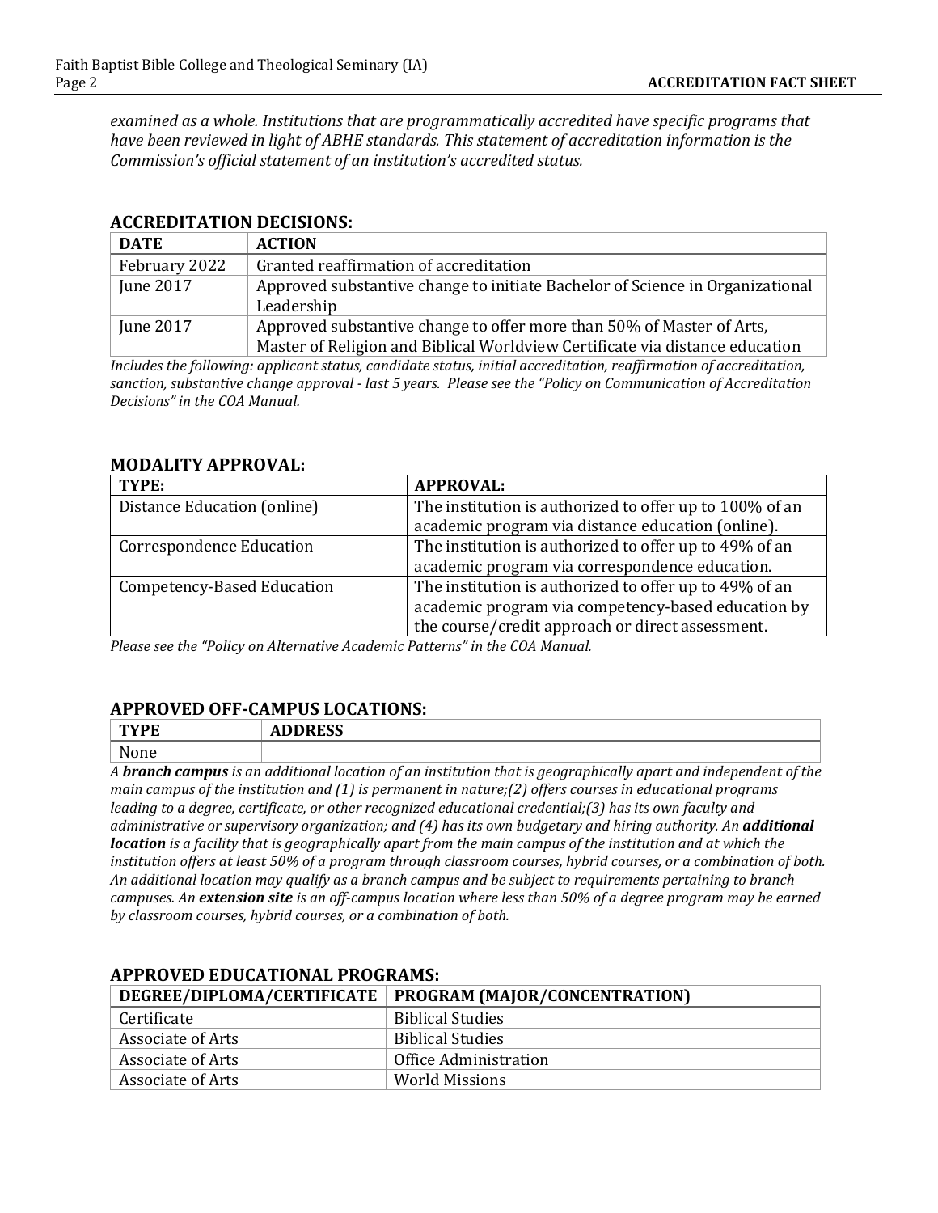*examined as a whole. Institutions that are programmatically accredited have specific programs that have been reviewed in light of ABHE standards. This statement of accreditation information is the Commission's official statement of an institution's accredited status.*

## ACCREDITATION DECISIONS:

| DATE | ACTION |
| --- | --- |
| February 2022 | Granted reaffirmation of accreditation |
| June 2017 | Approved substantive change to initiate Bachelor of Science in Organizational Leadership |
| June 2017 | Approved substantive change to offer more than 50% of Master of Arts, Master of Religion and Biblical Worldview Certificate via distance education |

*Includes the following: applicant status, candidate status, initial accreditation, reaffirmation of accreditation, sanction, substantive change approval - last 5 years. Please see the "Policy on Communication of Accreditation Decisions" in the COA Manual.*

## MODALITY APPROVAL:

| TYPE: | APPROVAL: |
| --- | --- |
| Distance Education (online) | The institution is authorized to offer up to 100% of an academic program via distance education (online). |
| Correspondence Education | The institution is authorized to offer up to 49% of an academic program via correspondence education. |
| Competency-Based Education | The institution is authorized to offer up to 49% of an academic program via competency-based education by the course/credit approach or direct assessment. |

*Please see the "Policy on Alternative Academic Patterns" in the COA Manual.*

## APPROVED OFF-CAMPUS LOCATIONS:

| TYPE | ADDRESS |
| --- | --- |
| None | |

*A **branch campus** is an additional location of an institution that is geographically apart and independent of the main campus of the institution and (1) is permanent in nature;(2) offers courses in educational programs leading to a degree, certificate, or other recognized educational credential;(3) has its own faculty and administrative or supervisory organization; and (4) has its own budgetary and hiring authority. An **additional location** is a facility that is geographically apart from the main campus of the institution and at which the institution offers at least 50% of a program through classroom courses, hybrid courses, or a combination of both. An additional location may qualify as a branch campus and be subject to requirements pertaining to branch campuses. An **extension site** is an off-campus location where less than 50% of a degree program may be earned by classroom courses, hybrid courses, or a combination of both.*

## APPROVED EDUCATIONAL PROGRAMS:

| DEGREE/DIPLOMA/CERTIFICATE | PROGRAM (MAJOR/CONCENTRATION) |
| --- | --- |
| Certificate | Biblical Studies |
| Associate of Arts | Biblical Studies |
| Associate of Arts | Office Administration |
| Associate of Arts | World Missions |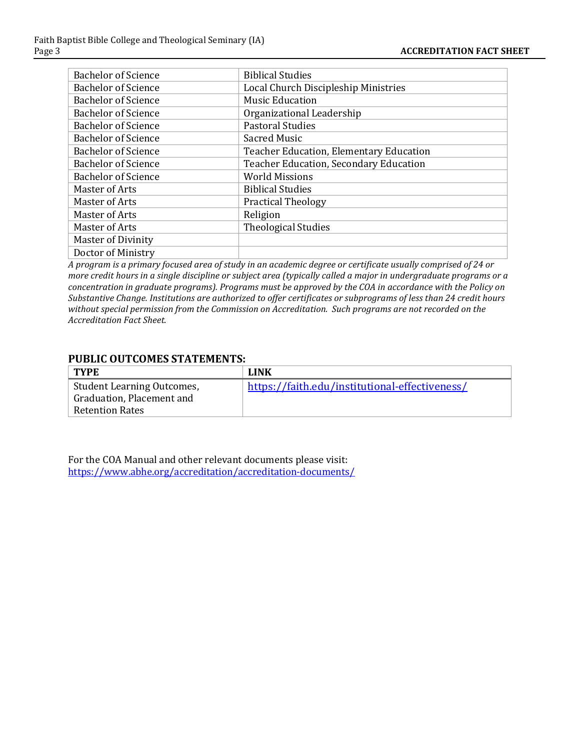| | |
|---|---|
| Bachelor of Science | Biblical Studies |
| Bachelor of Science | Local Church Discipleship Ministries |
| Bachelor of Science | Music Education |
| Bachelor of Science | Organizational Leadership |
| Bachelor of Science | Pastoral Studies |
| Bachelor of Science | Sacred Music |
| Bachelor of Science | Teacher Education, Elementary Education |
| Bachelor of Science | Teacher Education, Secondary Education |
| Bachelor of Science | World Missions |
| Master of Arts | Biblical Studies |
| Master of Arts | Practical Theology |
| Master of Arts | Religion |
| Master of Arts | Theological Studies |
| Master of Divinity | |
| Doctor of Ministry | |

*A program is a primary focused area of study in an academic degree or certificate usually comprised of 24 or more credit hours in a single discipline or subject area (typically called a major in undergraduate programs or a concentration in graduate programs). Programs must be approved by the COA in accordance with the Policy on Substantive Change. Institutions are authorized to offer certificates or subprograms of less than 24 credit hours without special permission from the Commission on Accreditation. Such programs are not recorded on the Accreditation Fact Sheet.*

## PUBLIC OUTCOMES STATEMENTS:

| TYPE | LINK |
|---|---|
| Student Learning Outcomes, Graduation, Placement and Retention Rates | https://faith.edu/institutional-effectiveness/ |

For the COA Manual and other relevant documents please visit:
https://www.abhe.org/accreditation/accreditation-documents/